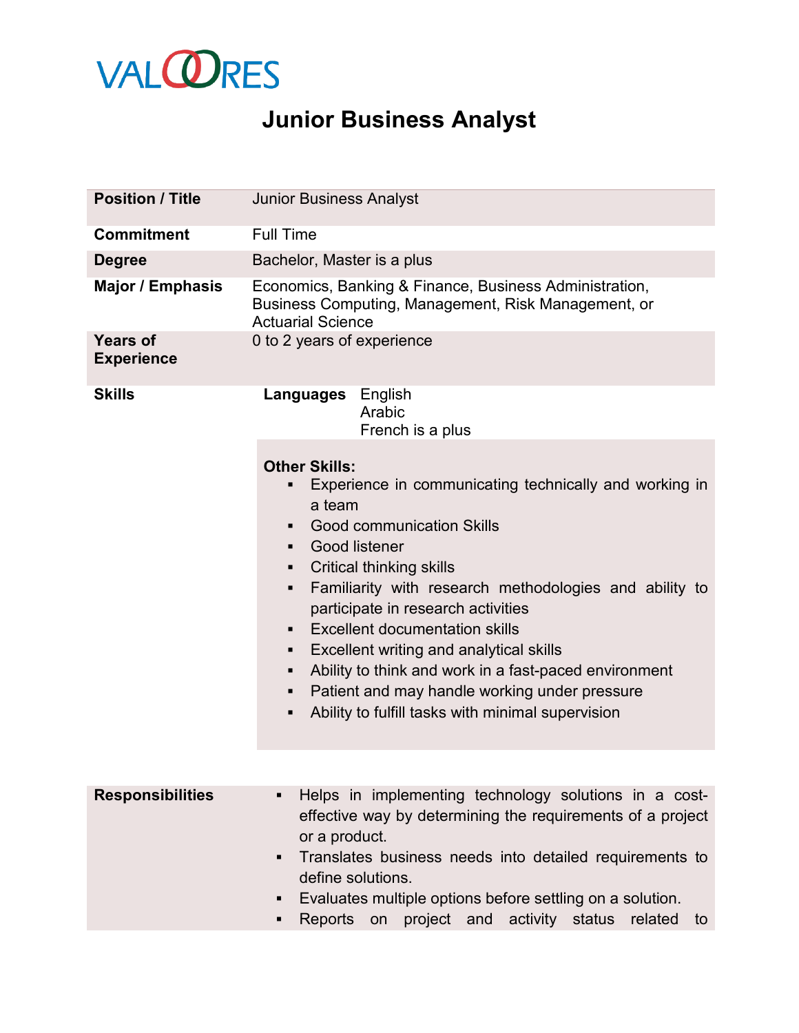VALOORES

# Junior Business Analyst

| | |
|---|---|
| **Position / Title** | Junior Business Analyst |
| **Commitment** | Full Time |
| **Degree** | Bachelor, Master is a plus |
| **Major / Emphasis** | Economics, Banking & Finance, Business Administration, Business Computing, Management, Risk Management, or Actuarial Science |
| **Years of Experience** | 0 to 2 years of experience |
| **Skills** | **Languages** English, Arabic, French is a plus<br><br>**Other Skills:**<br>▪ Experience in communicating technically and working in a team<br>▪ Good communication Skills<br>▪ Good listener<br>▪ Critical thinking skills<br>▪ Familiarity with research methodologies and ability to participate in research activities<br>▪ Excellent documentation skills<br>▪ Excellent writing and analytical skills<br>▪ Ability to think and work in a fast-paced environment<br>▪ Patient and may handle working under pressure<br>▪ Ability to fulfill tasks with minimal supervision |
| **Responsibilities** | ▪ Helps in implementing technology solutions in a cost-effective way by determining the requirements of a project or a product.<br>▪ Translates business needs into detailed requirements to define solutions.<br>▪ Evaluates multiple options before settling on a solution.<br>▪ Reports on project and activity status related to |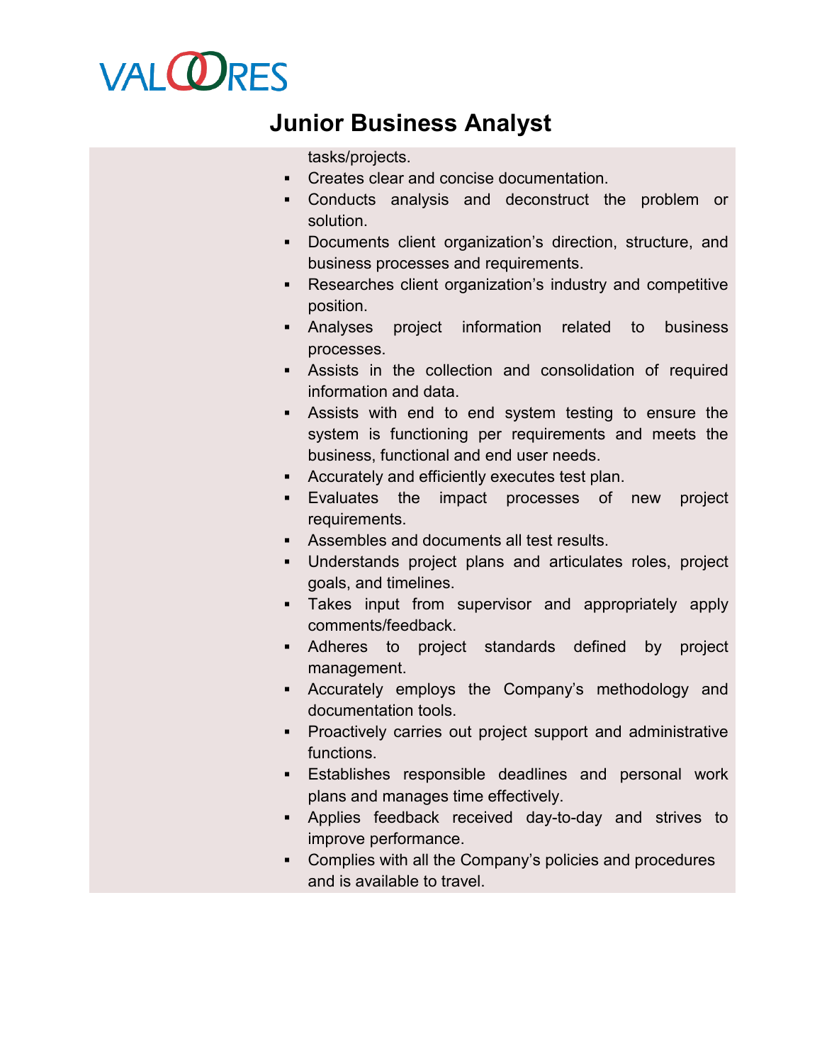# Junior Business Analyst

tasks/projects.

- Creates clear and concise documentation.
- Conducts analysis and deconstruct the problem or solution.
- Documents client organization's direction, structure, and business processes and requirements.
- Researches client organization's industry and competitive position.
- Analyses project information related to business processes.
- Assists in the collection and consolidation of required information and data.
- Assists with end to end system testing to ensure the system is functioning per requirements and meets the business, functional and end user needs.
- Accurately and efficiently executes test plan.
- Evaluates the impact processes of new project requirements.
- Assembles and documents all test results.
- Understands project plans and articulates roles, project goals, and timelines.
- Takes input from supervisor and appropriately apply comments/feedback.
- Adheres to project standards defined by project management.
- Accurately employs the Company's methodology and documentation tools.
- Proactively carries out project support and administrative functions.
- Establishes responsible deadlines and personal work plans and manages time effectively.
- Applies feedback received day-to-day and strives to improve performance.
- Complies with all the Company's policies and procedures and is available to travel.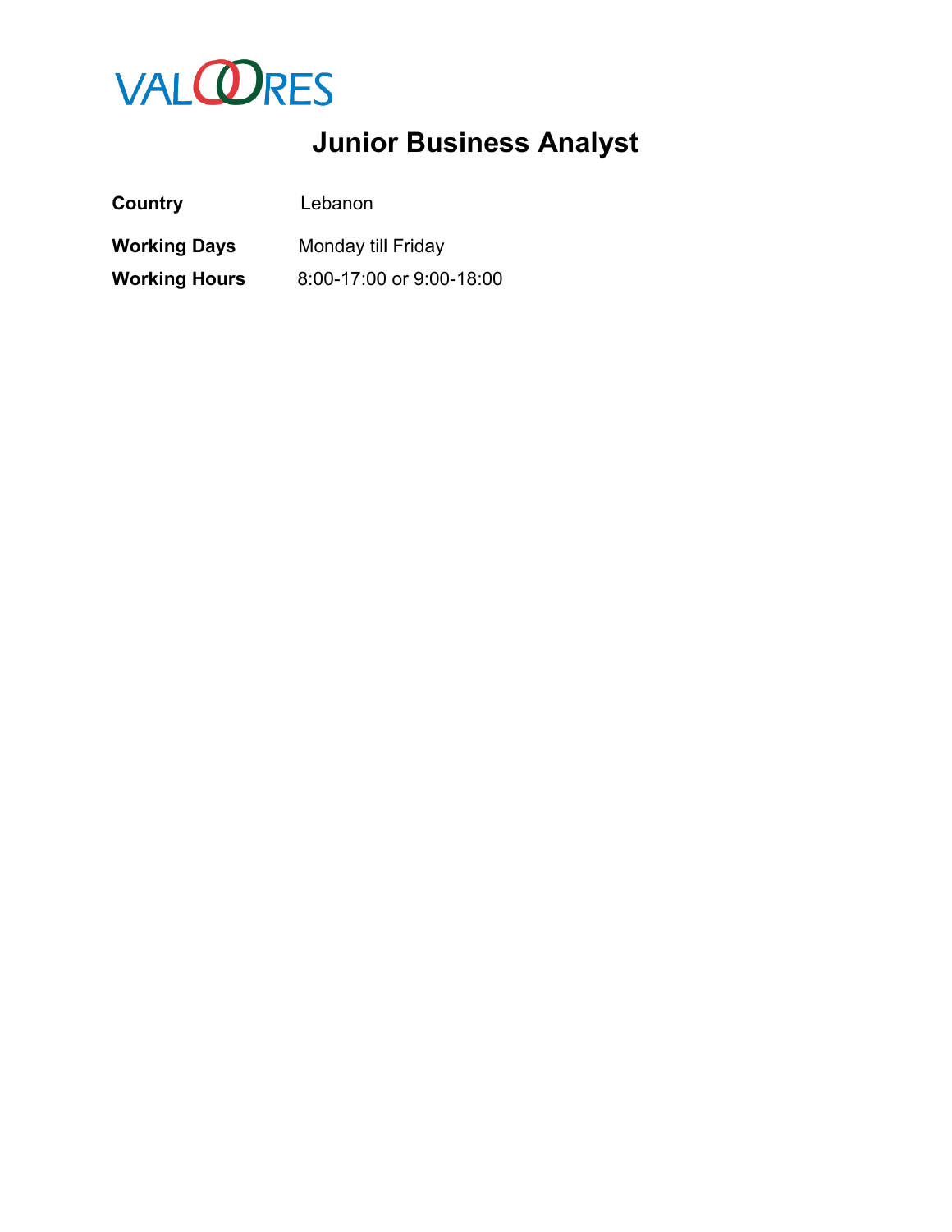VALOORES

# Junior Business Analyst

| | |
|---|---|
| **Country** | Lebanon |
| **Working Days** | Monday till Friday |
| **Working Hours** | 8:00-17:00 or 9:00-18:00 |